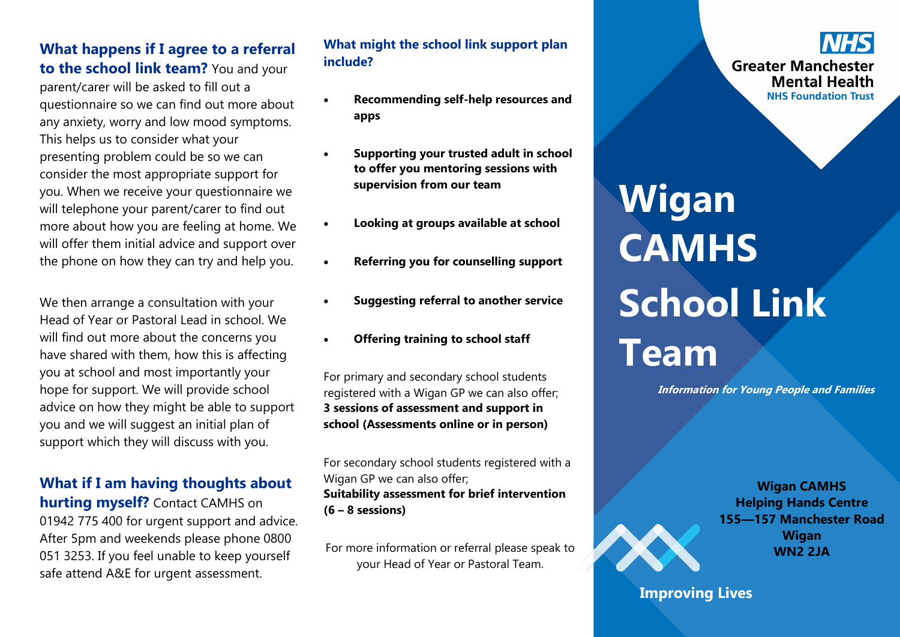**What happens if I agree to a referral to the school link team?** You and your parent/carer will be asked to fill out a questionnaire so we can find out more about any anxiety, worry and low mood symptoms. This helps us to consider what your presenting problem could be so we can consider the most appropriate support for you. When we receive your questionnaire we will telephone your parent/carer to find out more about how you are feeling at home. We will offer them initial advice and support over the phone on how they can try and help you.

We then arrange a consultation with your Head of Year or Pastoral Lead in school. We will find out more about the concerns you have shared with them, how this is affecting you at school and most importantly your hope for support. We will provide school advice on how they might be able to support you and we will suggest an initial plan of support which they will discuss with you.

**What if I am having thoughts about hurting myself?** Contact CAMHS on 01942 775 400 for urgent support and advice. After 5pm and weekends please phone 0800 051 3253. If you feel unable to keep yourself safe attend A&E for urgent assessment.

### What might the school link support plan include?

- **Recommending self-help resources and apps**
- **Supporting your trusted adult in school to offer you mentoring sessions with supervision from our team**
- **Looking at groups available at school**
- **Referring you for counselling support**
- **Suggesting referral to another service**
- **Offering training to school staff**

For primary and secondary school students registered with a Wigan GP we can also offer;
**3 sessions of assessment and support in school (Assessments online or in person)**

For secondary school students registered with a Wigan GP we can also offer;
**Suitability assessment for brief intervention (6 – 8 sessions)**

For more information or referral please speak to your Head of Year or Pastoral Team.

NHS
**Greater Manchester Mental Health**
**NHS Foundation Trust**

# Wigan CAMHS School Link Team

***Information for Young People and Families***

**Wigan CAMHS**
**Helping Hands Centre**
**155—157 Manchester Road**
**Wigan**
**WN2 2JA**

**Improving Lives**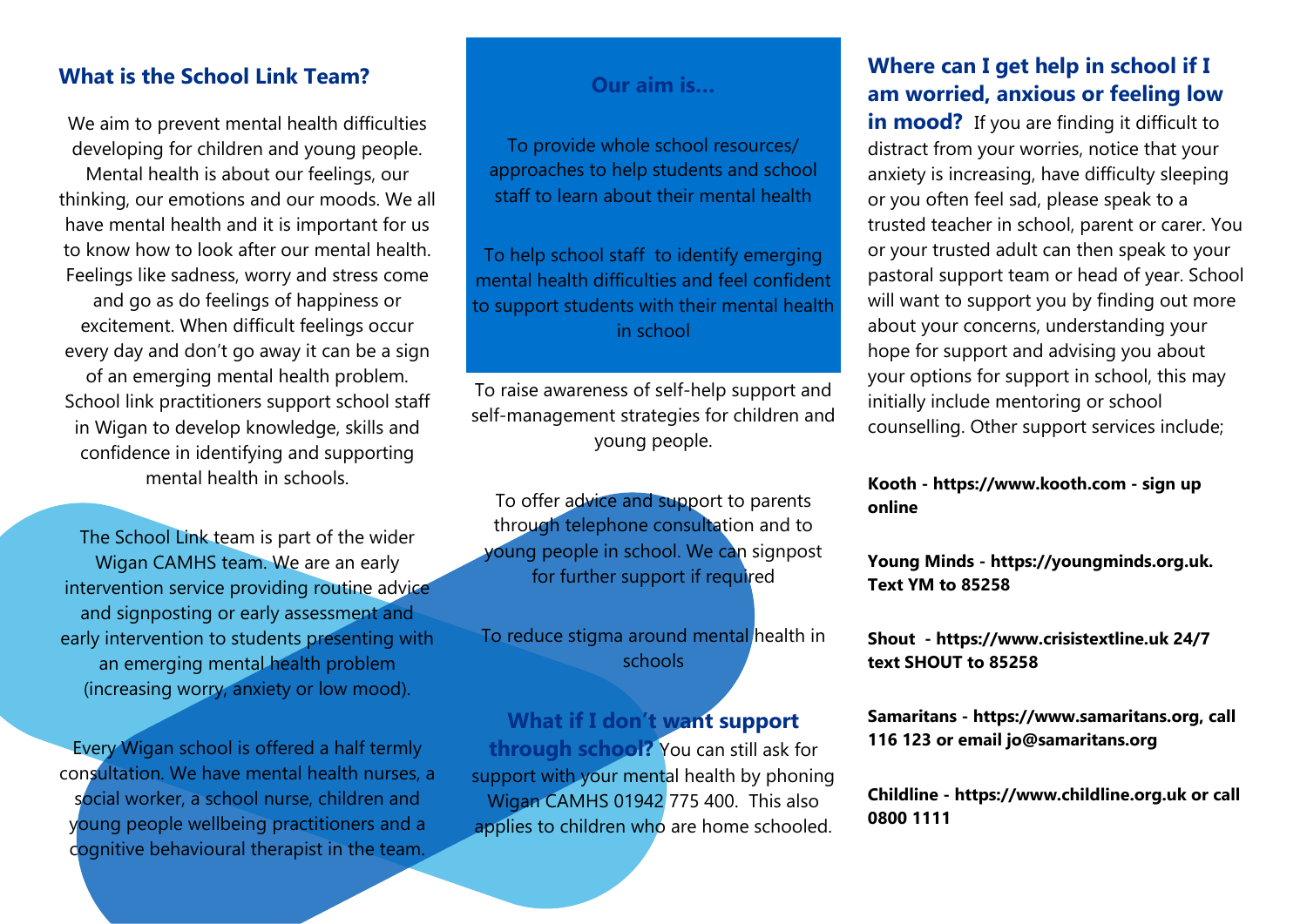## What is the School Link Team?

We aim to prevent mental health difficulties developing for children and young people. Mental health is about our feelings, our thinking, our emotions and our moods. We all have mental health and it is important for us to know how to look after our mental health. Feelings like sadness, worry and stress come and go as do feelings of happiness or excitement. When difficult feelings occur every day and don't go away it can be a sign of an emerging mental health problem. School link practitioners support school staff in Wigan to develop knowledge, skills and confidence in identifying and supporting mental health in schools.

The School Link team is part of the wider Wigan CAMHS team. We are an early intervention service providing routine advice and signposting or early assessment and early intervention to students presenting with an emerging mental health problem (increasing worry, anxiety or low mood).

Every Wigan school is offered a half termly consultation. We have mental health nurses, a social worker, a school nurse, children and young people wellbeing practitioners and a cognitive behavioural therapist in the team.

## Our aim is...

To provide whole school resources/ approaches to help students and school staff to learn about their mental health

To help school staff to identify emerging mental health difficulties and feel confident to support students with their mental health in school

To raise awareness of self-help support and self-management strategies for children and young people.

To offer advice and support to parents through telephone consultation and to young people in school. We can signpost for further support if required

To reduce stigma around mental health in schools

**What if I don't want support through school?** You can still ask for support with your mental health by phoning Wigan CAMHS 01942 775 400. This also applies to children who are home schooled.

**Where can I get help in school if I am worried, anxious or feeling low in mood?** If you are finding it difficult to distract from your worries, notice that your anxiety is increasing, have difficulty sleeping or you often feel sad, please speak to a trusted teacher in school, parent or carer. You or your trusted adult can then speak to your pastoral support team or head of year. School will want to support you by finding out more about your concerns, understanding your hope for support and advising you about your options for support in school, this may initially include mentoring or school counselling. Other support services include;

**Kooth - https://www.kooth.com - sign up online**

**Young Minds - https://youngminds.org.uk. Text YM to 85258**

**Shout - https://www.crisistextline.uk 24/7 text SHOUT to 85258**

**Samaritans - https://www.samaritans.org, call 116 123 or email jo@samaritans.org**

**Childline - https://www.childline.org.uk or call 0800 1111**